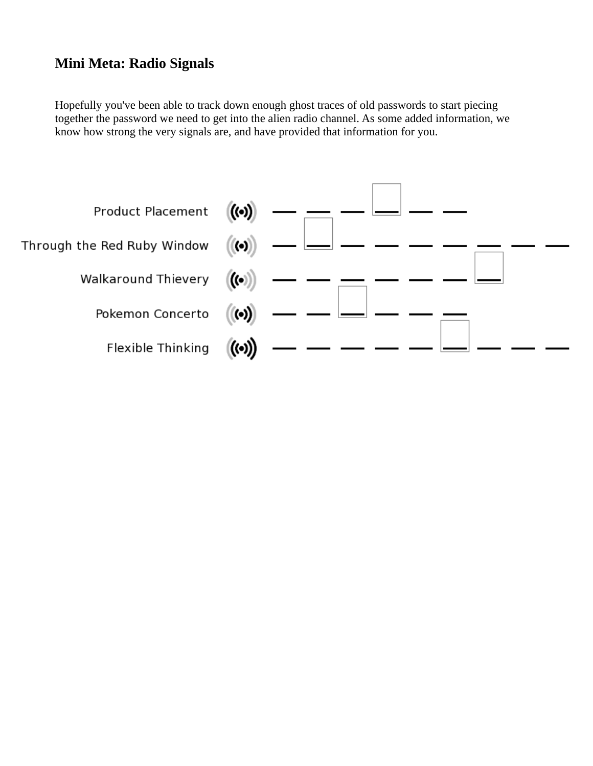# Mini Meta: Radio Signals

Hopefully you've been able to track down enough ghost traces of old passwords to start piecing together the password we need to get into the alien radio channel. As some added information, we know how strong the very signals are, and have provided that information for you.

Product Placement ((•)) _ _ _ [_] _ _

Through the Red Ruby Window ((•)) _ [_] _ _ _ _ _ _ _

Walkaround Thievery ((•)) _ _ _ _ _ _ [_]

Pokemon Concerto ((•)) _ _ [_] _ _ _

Flexible Thinking ((•)) _ _ _ _ _ [_] _ _ _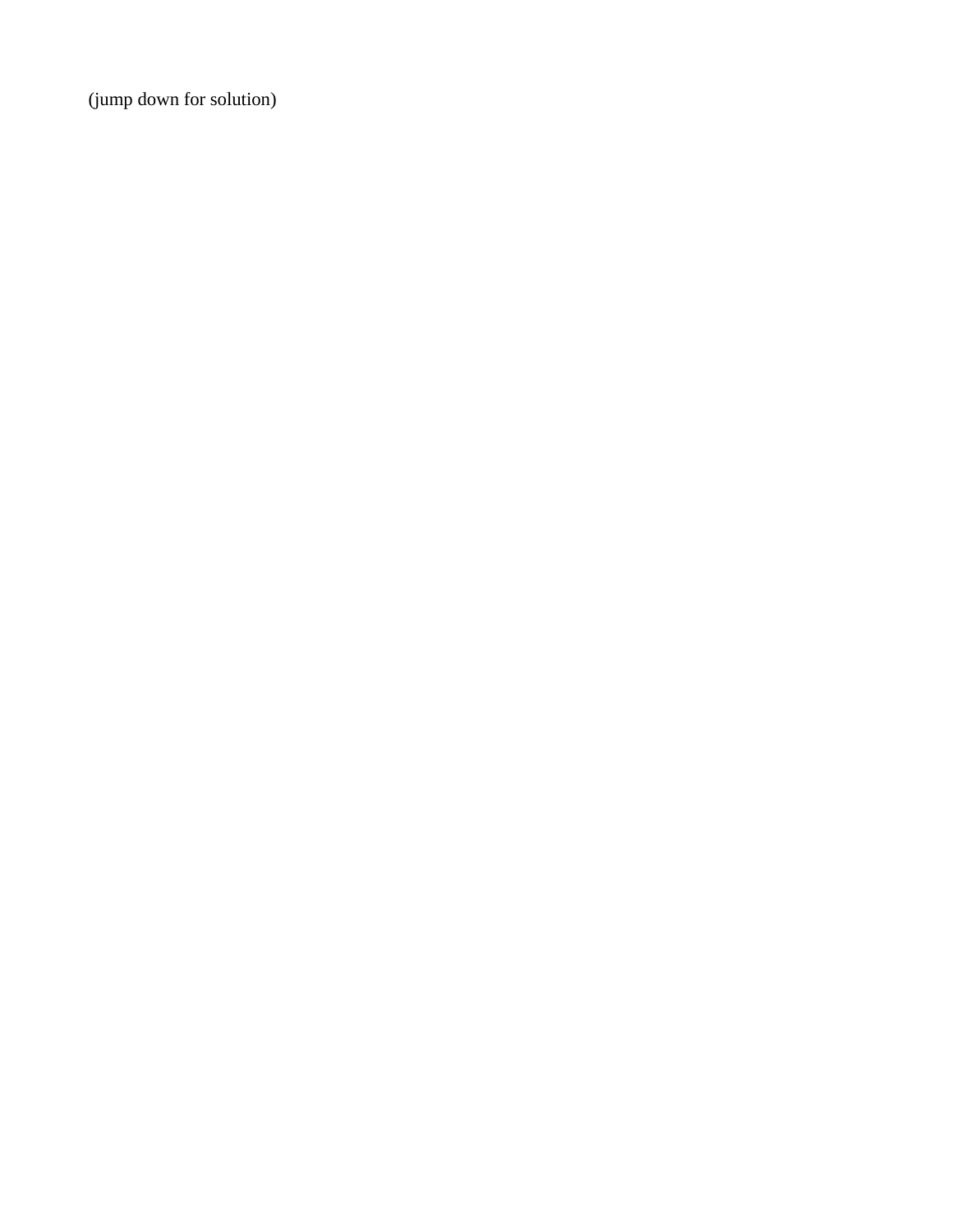(jump down for solution)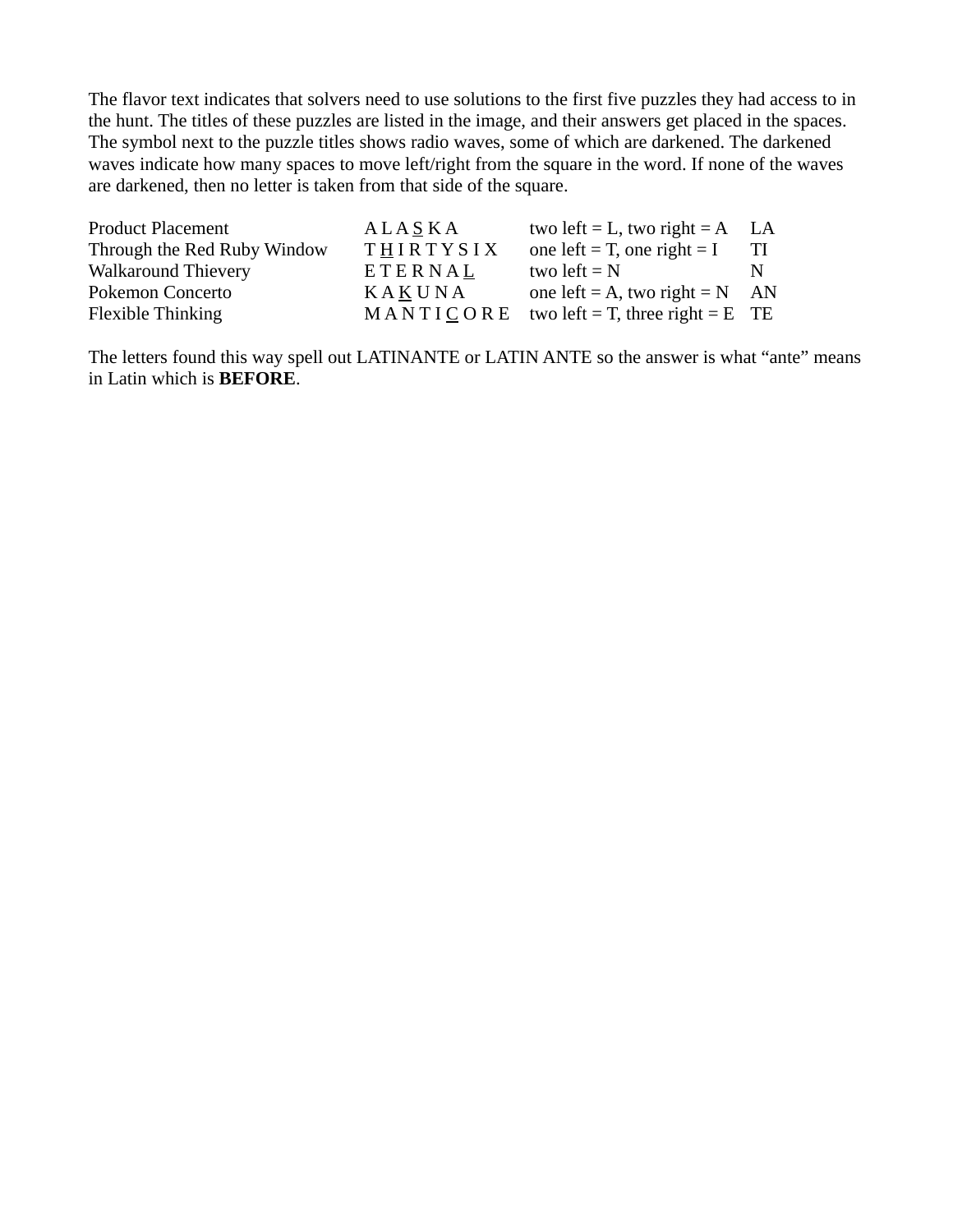The flavor text indicates that solvers need to use solutions to the first five puzzles they had access to in the hunt. The titles of these puzzles are listed in the image, and their answers get placed in the spaces. The symbol next to the puzzle titles shows radio waves, some of which are darkened. The darkened waves indicate how many spaces to move left/right from the square in the word. If none of the waves are darkened, then no letter is taken from that side of the square.

| | | | |
|---|---|---|---|
| Product Placement | A L A <u>S</u> K A | two left = L, two right = A | LA |
| Through the Red Ruby Window | T <u>H</u> I R T Y S I X | one left = T, one right = I | TI |
| Walkaround Thievery | E T E R N A <u>L</u> | two left = N | N |
| Pokemon Concerto | K A <u>K</u> U N A | one left = A, two right = N | AN |
| Flexible Thinking | M A N T I <u>C</u> O R E | two left = T, three right = E | TE |

The letters found this way spell out LATINANTE or LATIN ANTE so the answer is what "ante" means in Latin which is **BEFORE**.